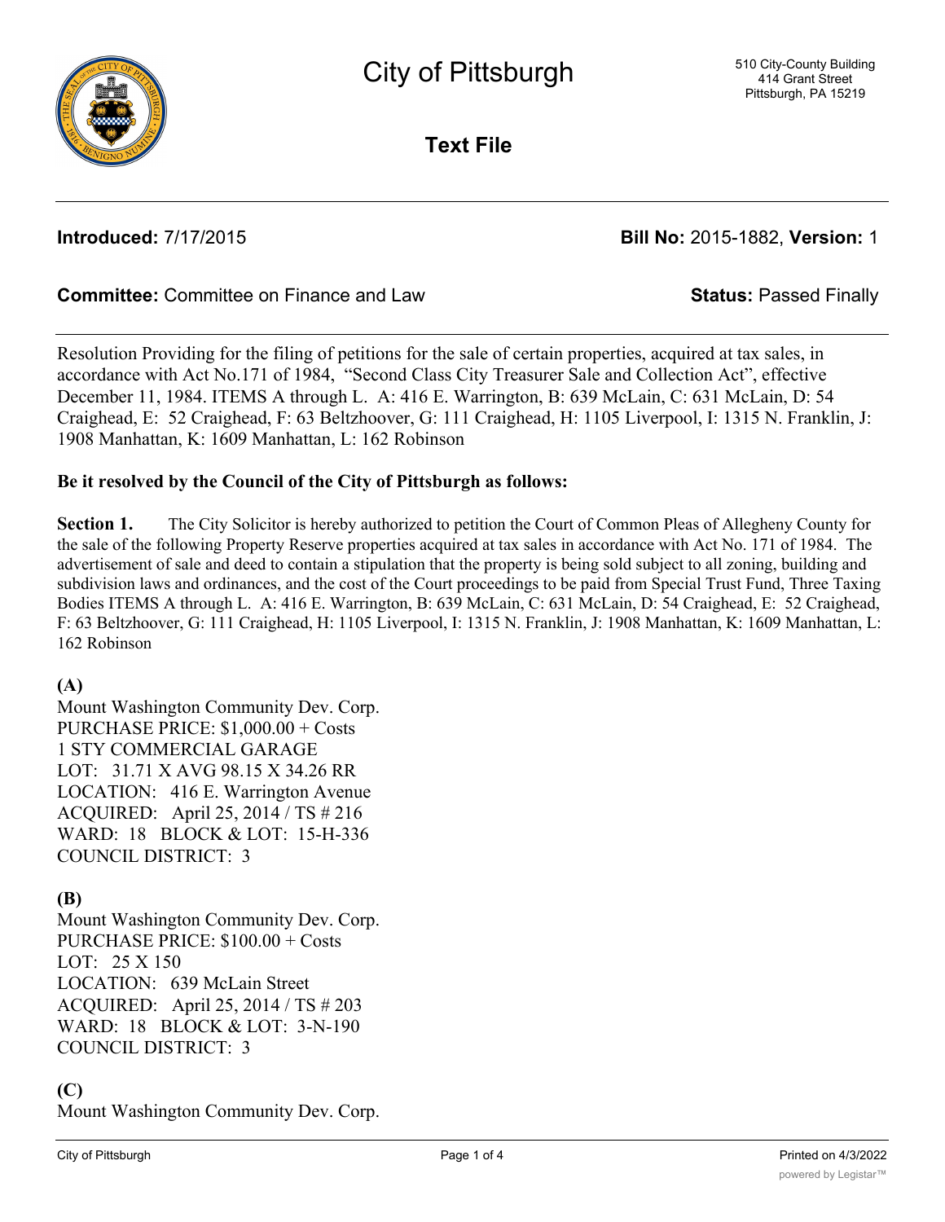# City of Pittsburgh

510 City-County Building
414 Grant Street
Pittsburgh, PA 15219

## Text File

**Introduced:** 7/17/2015 **Bill No:** 2015-1882, **Version:** 1

**Committee:** Committee on Finance and Law **Status:** Passed Finally

Resolution Providing for the filing of petitions for the sale of certain properties, acquired at tax sales, in accordance with Act No.171 of 1984, "Second Class City Treasurer Sale and Collection Act", effective December 11, 1984. ITEMS A through L. A: 416 E. Warrington, B: 639 McLain, C: 631 McLain, D: 54 Craighead, E: 52 Craighead, F: 63 Beltzhoover, G: 111 Craighead, H: 1105 Liverpool, I: 1315 N. Franklin, J: 1908 Manhattan, K: 1609 Manhattan, L: 162 Robinson

**Be it resolved by the Council of the City of Pittsburgh as follows:**

**Section 1.** The City Solicitor is hereby authorized to petition the Court of Common Pleas of Allegheny County for the sale of the following Property Reserve properties acquired at tax sales in accordance with Act No. 171 of 1984. The advertisement of sale and deed to contain a stipulation that the property is being sold subject to all zoning, building and subdivision laws and ordinances, and the cost of the Court proceedings to be paid from Special Trust Fund, Three Taxing Bodies ITEMS A through L. A: 416 E. Warrington, B: 639 McLain, C: 631 McLain, D: 54 Craighead, E: 52 Craighead, F: 63 Beltzhoover, G: 111 Craighead, H: 1105 Liverpool, I: 1315 N. Franklin, J: 1908 Manhattan, K: 1609 Manhattan, L: 162 Robinson

**(A)**
Mount Washington Community Dev. Corp.
PURCHASE PRICE: $1,000.00 + Costs
1 STY COMMERCIAL GARAGE
LOT: 31.71 X AVG 98.15 X 34.26 RR
LOCATION: 416 E. Warrington Avenue
ACQUIRED: April 25, 2014 / TS # 216
WARD: 18 BLOCK & LOT: 15-H-336
COUNCIL DISTRICT: 3

**(B)**
Mount Washington Community Dev. Corp.
PURCHASE PRICE: $100.00 + Costs
LOT: 25 X 150
LOCATION: 639 McLain Street
ACQUIRED: April 25, 2014 / TS # 203
WARD: 18 BLOCK & LOT: 3-N-190
COUNCIL DISTRICT: 3

**(C)**
Mount Washington Community Dev. Corp.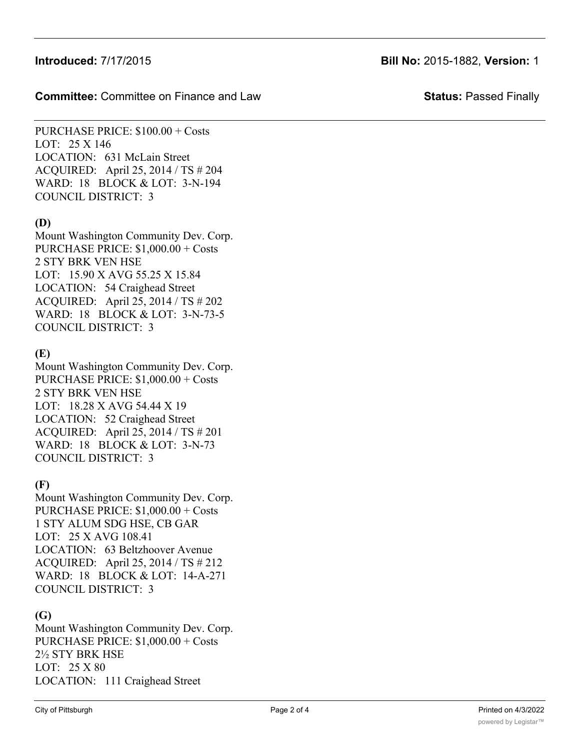PURCHASE PRICE: $100.00 + Costs
LOT: 25 X 146
LOCATION: 631 McLain Street
ACQUIRED: April 25, 2014 / TS # 204
WARD: 18 BLOCK & LOT: 3-N-194
COUNCIL DISTRICT: 3

**(D)**
Mount Washington Community Dev. Corp.
PURCHASE PRICE: $1,000.00 + Costs
2 STY BRK VEN HSE
LOT: 15.90 X AVG 55.25 X 15.84
LOCATION: 54 Craighead Street
ACQUIRED: April 25, 2014 / TS # 202
WARD: 18 BLOCK & LOT: 3-N-73-5
COUNCIL DISTRICT: 3

**(E)**
Mount Washington Community Dev. Corp.
PURCHASE PRICE: $1,000.00 + Costs
2 STY BRK VEN HSE
LOT: 18.28 X AVG 54.44 X 19
LOCATION: 52 Craighead Street
ACQUIRED: April 25, 2014 / TS # 201
WARD: 18 BLOCK & LOT: 3-N-73
COUNCIL DISTRICT: 3

**(F)**
Mount Washington Community Dev. Corp.
PURCHASE PRICE: $1,000.00 + Costs
1 STY ALUM SDG HSE, CB GAR
LOT: 25 X AVG 108.41
LOCATION: 63 Beltzhoover Avenue
ACQUIRED: April 25, 2014 / TS # 212
WARD: 18 BLOCK & LOT: 14-A-271
COUNCIL DISTRICT: 3

**(G)**
Mount Washington Community Dev. Corp.
PURCHASE PRICE: $1,000.00 + Costs
2½ STY BRK HSE
LOT: 25 X 80
LOCATION: 111 Craighead Street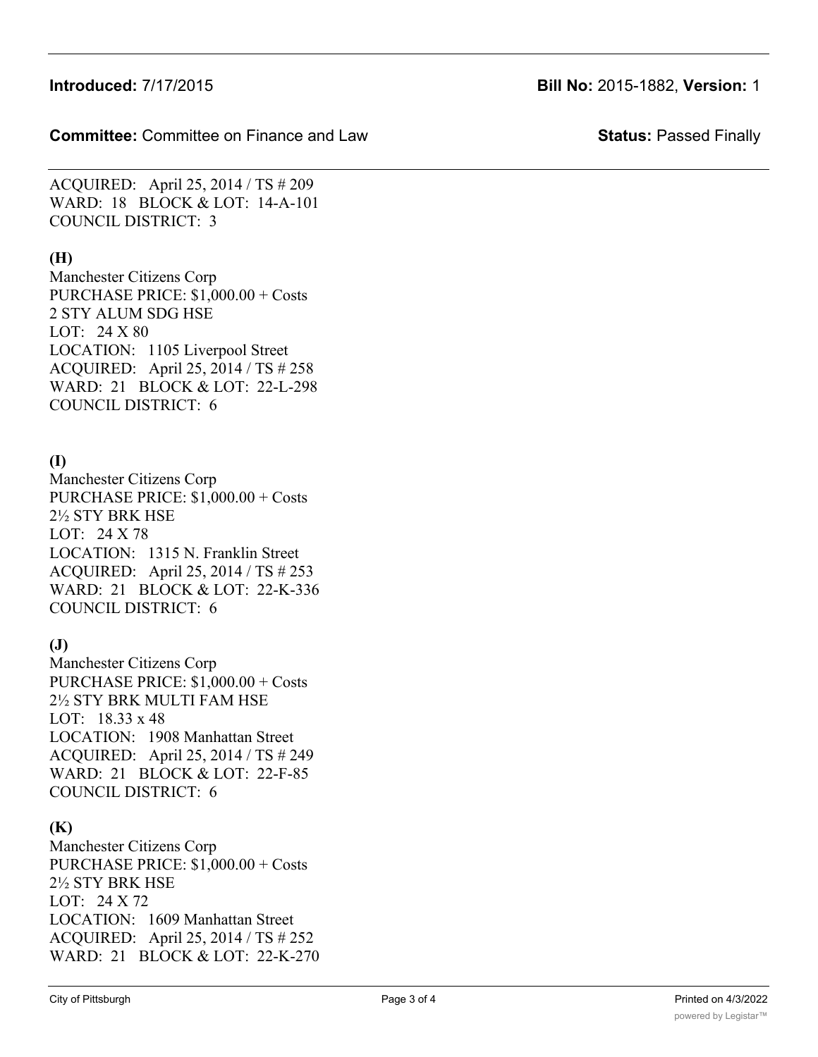ACQUIRED: April 25, 2014 / TS # 209
WARD: 18 BLOCK & LOT: 14-A-101
COUNCIL DISTRICT: 3

**(H)**
Manchester Citizens Corp
PURCHASE PRICE: $1,000.00 + Costs
2 STY ALUM SDG HSE
LOT: 24 X 80
LOCATION: 1105 Liverpool Street
ACQUIRED: April 25, 2014 / TS # 258
WARD: 21 BLOCK & LOT: 22-L-298
COUNCIL DISTRICT: 6

**(I)**
Manchester Citizens Corp
PURCHASE PRICE: $1,000.00 + Costs
2½ STY BRK HSE
LOT: 24 X 78
LOCATION: 1315 N. Franklin Street
ACQUIRED: April 25, 2014 / TS # 253
WARD: 21 BLOCK & LOT: 22-K-336
COUNCIL DISTRICT: 6

**(J)**
Manchester Citizens Corp
PURCHASE PRICE: $1,000.00 + Costs
2½ STY BRK MULTI FAM HSE
LOT: 18.33 x 48
LOCATION: 1908 Manhattan Street
ACQUIRED: April 25, 2014 / TS # 249
WARD: 21 BLOCK & LOT: 22-F-85
COUNCIL DISTRICT: 6

**(K)**
Manchester Citizens Corp
PURCHASE PRICE: $1,000.00 + Costs
2½ STY BRK HSE
LOT: 24 X 72
LOCATION: 1609 Manhattan Street
ACQUIRED: April 25, 2014 / TS # 252
WARD: 21 BLOCK & LOT: 22-K-270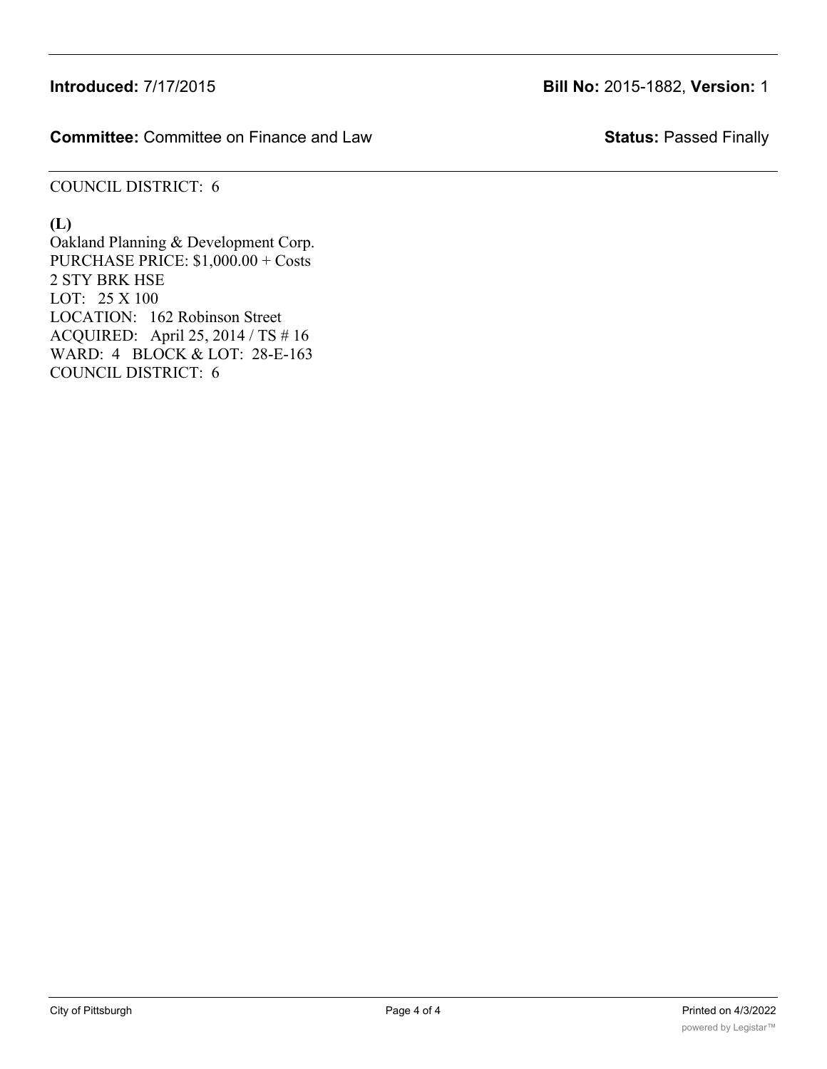**Introduced:** 7/17/2015 **Bill No:** 2015-1882, **Version:** 1

**Committee:** Committee on Finance and Law **Status:** Passed Finally

COUNCIL DISTRICT: 6

**(L)**

Oakland Planning & Development Corp.
PURCHASE PRICE: $1,000.00 + Costs
2 STY BRK HSE
LOT: 25 X 100
LOCATION: 162 Robinson Street
ACQUIRED: April 25, 2014 / TS # 16
WARD: 4 BLOCK & LOT: 28-E-163
COUNCIL DISTRICT: 6